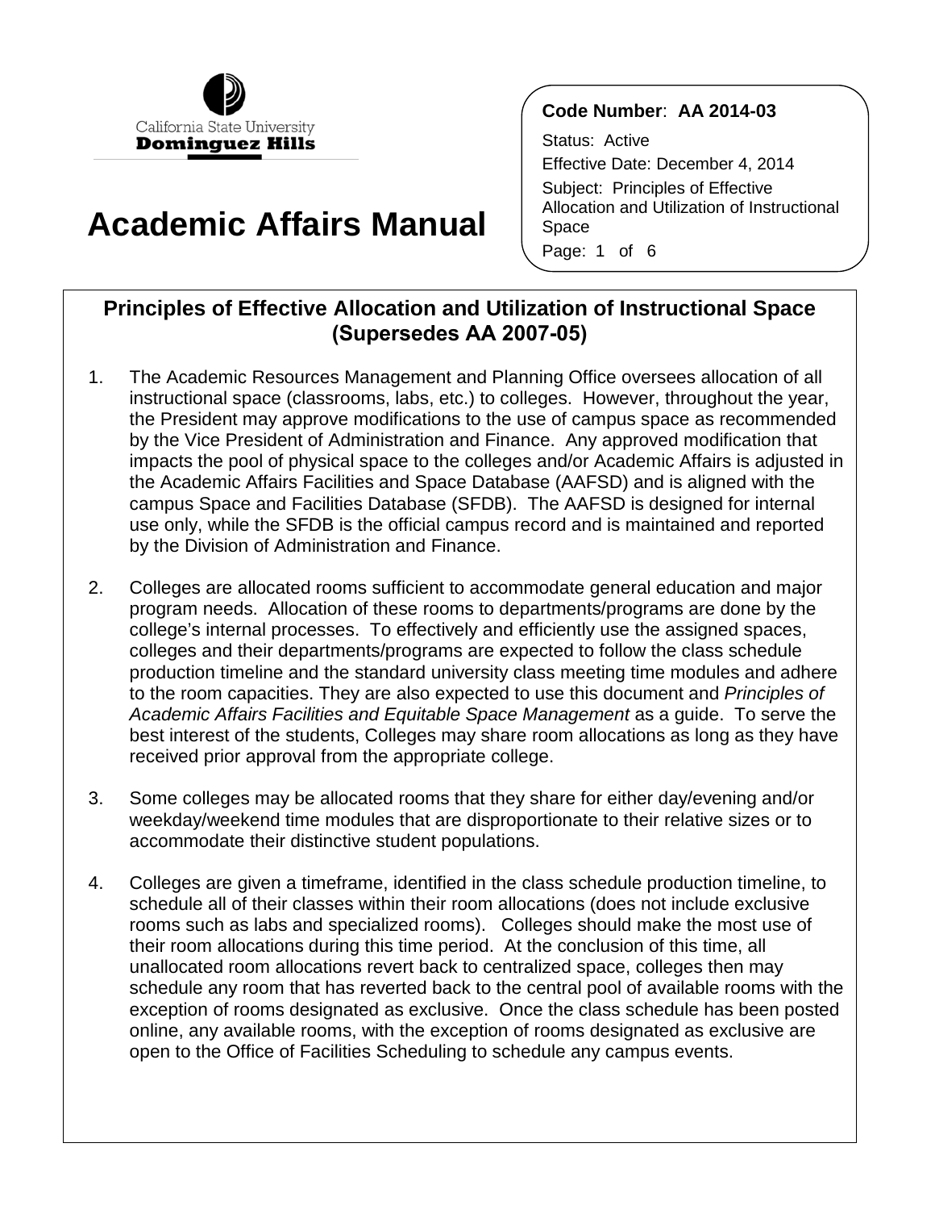California State University
**Dominguez Hills**

# Academic Affairs Manual

**Code Number**: **AA 2014-03**

Status: Active

Effective Date: December 4, 2014

Subject: Principles of Effective Allocation and Utilization of Instructional Space

## Principles of Effective Allocation and Utilization of Instructional Space (Supersedes AA 2007-05)

1. The Academic Resources Management and Planning Office oversees allocation of all instructional space (classrooms, labs, etc.) to colleges. However, throughout the year, the President may approve modifications to the use of campus space as recommended by the Vice President of Administration and Finance. Any approved modification that impacts the pool of physical space to the colleges and/or Academic Affairs is adjusted in the Academic Affairs Facilities and Space Database (AAFSD) and is aligned with the campus Space and Facilities Database (SFDB). The AAFSD is designed for internal use only, while the SFDB is the official campus record and is maintained and reported by the Division of Administration and Finance.

2. Colleges are allocated rooms sufficient to accommodate general education and major program needs. Allocation of these rooms to departments/programs are done by the college's internal processes. To effectively and efficiently use the assigned spaces, colleges and their departments/programs are expected to follow the class schedule production timeline and the standard university class meeting time modules and adhere to the room capacities. They are also expected to use this document and *Principles of Academic Affairs Facilities and Equitable Space Management* as a guide. To serve the best interest of the students, Colleges may share room allocations as long as they have received prior approval from the appropriate college.

3. Some colleges may be allocated rooms that they share for either day/evening and/or weekday/weekend time modules that are disproportionate to their relative sizes or to accommodate their distinctive student populations.

4. Colleges are given a timeframe, identified in the class schedule production timeline, to schedule all of their classes within their room allocations (does not include exclusive rooms such as labs and specialized rooms). Colleges should make the most use of their room allocations during this time period. At the conclusion of this time, all unallocated room allocations revert back to centralized space, colleges then may schedule any room that has reverted back to the central pool of available rooms with the exception of rooms designated as exclusive. Once the class schedule has been posted online, any available rooms, with the exception of rooms designated as exclusive are open to the Office of Facilities Scheduling to schedule any campus events.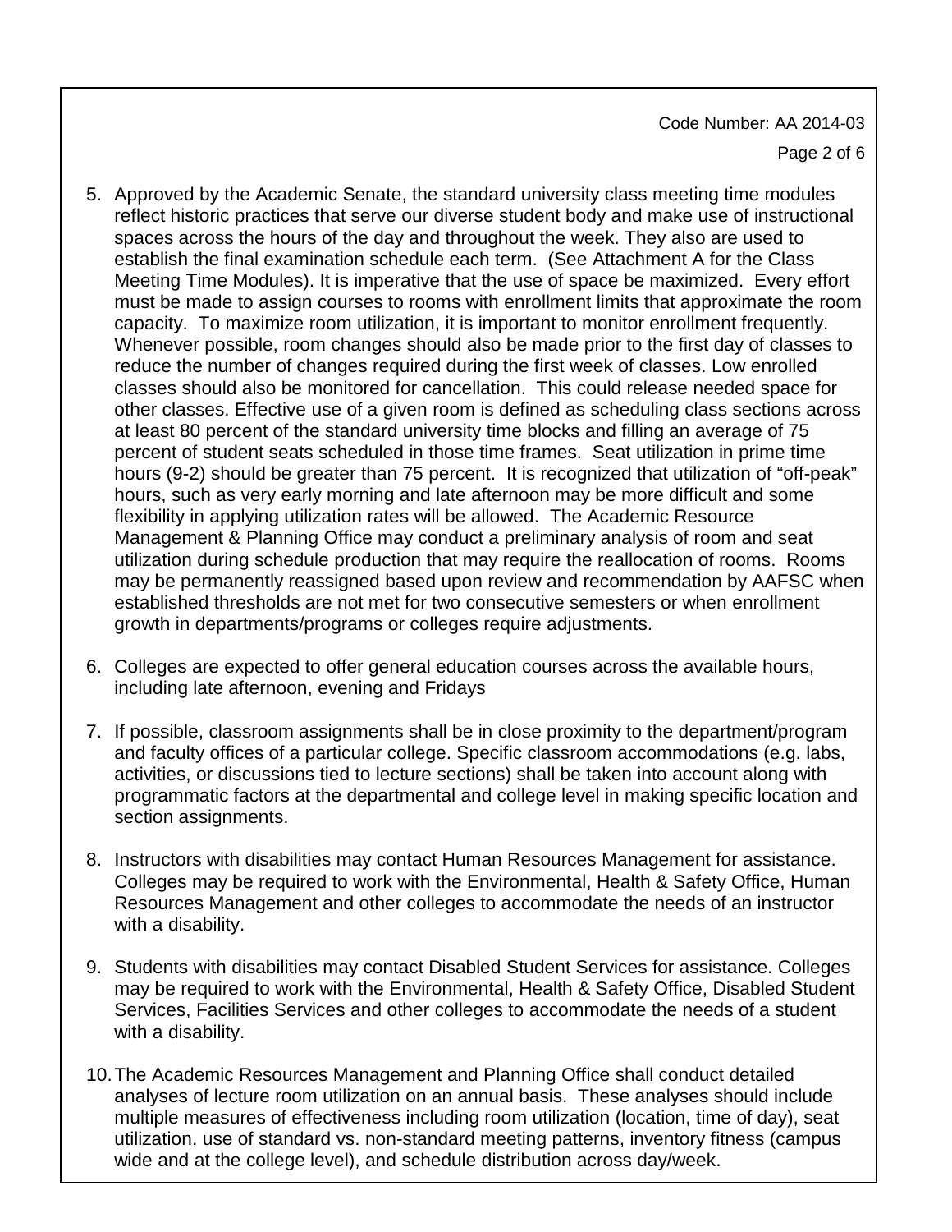5. Approved by the Academic Senate, the standard university class meeting time modules reflect historic practices that serve our diverse student body and make use of instructional spaces across the hours of the day and throughout the week. They also are used to establish the final examination schedule each term. (See Attachment A for the Class Meeting Time Modules). It is imperative that the use of space be maximized. Every effort must be made to assign courses to rooms with enrollment limits that approximate the room capacity. To maximize room utilization, it is important to monitor enrollment frequently. Whenever possible, room changes should also be made prior to the first day of classes to reduce the number of changes required during the first week of classes. Low enrolled classes should also be monitored for cancellation. This could release needed space for other classes. Effective use of a given room is defined as scheduling class sections across at least 80 percent of the standard university time blocks and filling an average of 75 percent of student seats scheduled in those time frames. Seat utilization in prime time hours (9-2) should be greater than 75 percent. It is recognized that utilization of "off-peak" hours, such as very early morning and late afternoon may be more difficult and some flexibility in applying utilization rates will be allowed. The Academic Resource Management & Planning Office may conduct a preliminary analysis of room and seat utilization during schedule production that may require the reallocation of rooms. Rooms may be permanently reassigned based upon review and recommendation by AAFSC when established thresholds are not met for two consecutive semesters or when enrollment growth in departments/programs or colleges require adjustments.

6. Colleges are expected to offer general education courses across the available hours, including late afternoon, evening and Fridays

7. If possible, classroom assignments shall be in close proximity to the department/program and faculty offices of a particular college. Specific classroom accommodations (e.g. labs, activities, or discussions tied to lecture sections) shall be taken into account along with programmatic factors at the departmental and college level in making specific location and section assignments.

8. Instructors with disabilities may contact Human Resources Management for assistance. Colleges may be required to work with the Environmental, Health & Safety Office, Human Resources Management and other colleges to accommodate the needs of an instructor with a disability.

9. Students with disabilities may contact Disabled Student Services for assistance. Colleges may be required to work with the Environmental, Health & Safety Office, Disabled Student Services, Facilities Services and other colleges to accommodate the needs of a student with a disability.

10. The Academic Resources Management and Planning Office shall conduct detailed analyses of lecture room utilization on an annual basis. These analyses should include multiple measures of effectiveness including room utilization (location, time of day), seat utilization, use of standard vs. non-standard meeting patterns, inventory fitness (campus wide and at the college level), and schedule distribution across day/week.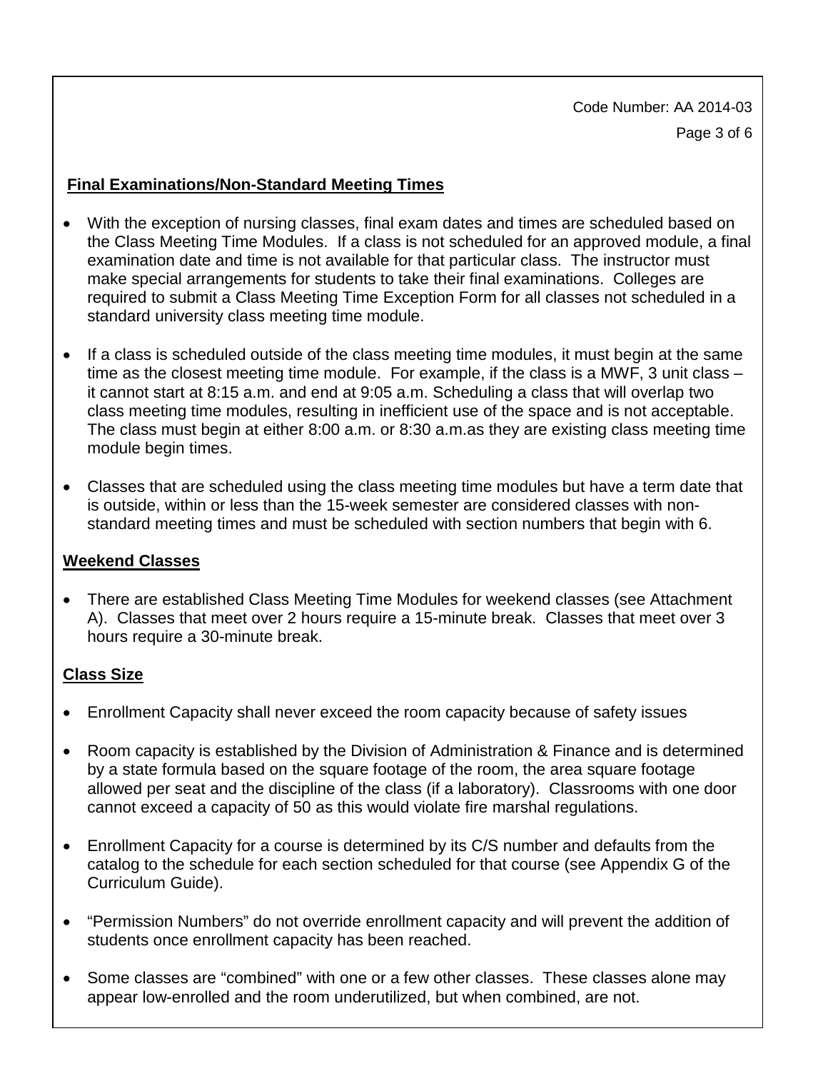## Final Examinations/Non-Standard Meeting Times

- With the exception of nursing classes, final exam dates and times are scheduled based on the Class Meeting Time Modules. If a class is not scheduled for an approved module, a final examination date and time is not available for that particular class. The instructor must make special arrangements for students to take their final examinations. Colleges are required to submit a Class Meeting Time Exception Form for all classes not scheduled in a standard university class meeting time module.
- If a class is scheduled outside of the class meeting time modules, it must begin at the same time as the closest meeting time module. For example, if the class is a MWF, 3 unit class – it cannot start at 8:15 a.m. and end at 9:05 a.m. Scheduling a class that will overlap two class meeting time modules, resulting in inefficient use of the space and is not acceptable. The class must begin at either 8:00 a.m. or 8:30 a.m.as they are existing class meeting time module begin times.
- Classes that are scheduled using the class meeting time modules but have a term date that is outside, within or less than the 15-week semester are considered classes with non-standard meeting times and must be scheduled with section numbers that begin with 6.

## Weekend Classes

- There are established Class Meeting Time Modules for weekend classes (see Attachment A). Classes that meet over 2 hours require a 15-minute break. Classes that meet over 3 hours require a 30-minute break.

## Class Size

- Enrollment Capacity shall never exceed the room capacity because of safety issues
- Room capacity is established by the Division of Administration & Finance and is determined by a state formula based on the square footage of the room, the area square footage allowed per seat and the discipline of the class (if a laboratory). Classrooms with one door cannot exceed a capacity of 50 as this would violate fire marshal regulations.
- Enrollment Capacity for a course is determined by its C/S number and defaults from the catalog to the schedule for each section scheduled for that course (see Appendix G of the Curriculum Guide).
- "Permission Numbers" do not override enrollment capacity and will prevent the addition of students once enrollment capacity has been reached.
- Some classes are "combined" with one or a few other classes. These classes alone may appear low-enrolled and the room underutilized, but when combined, are not.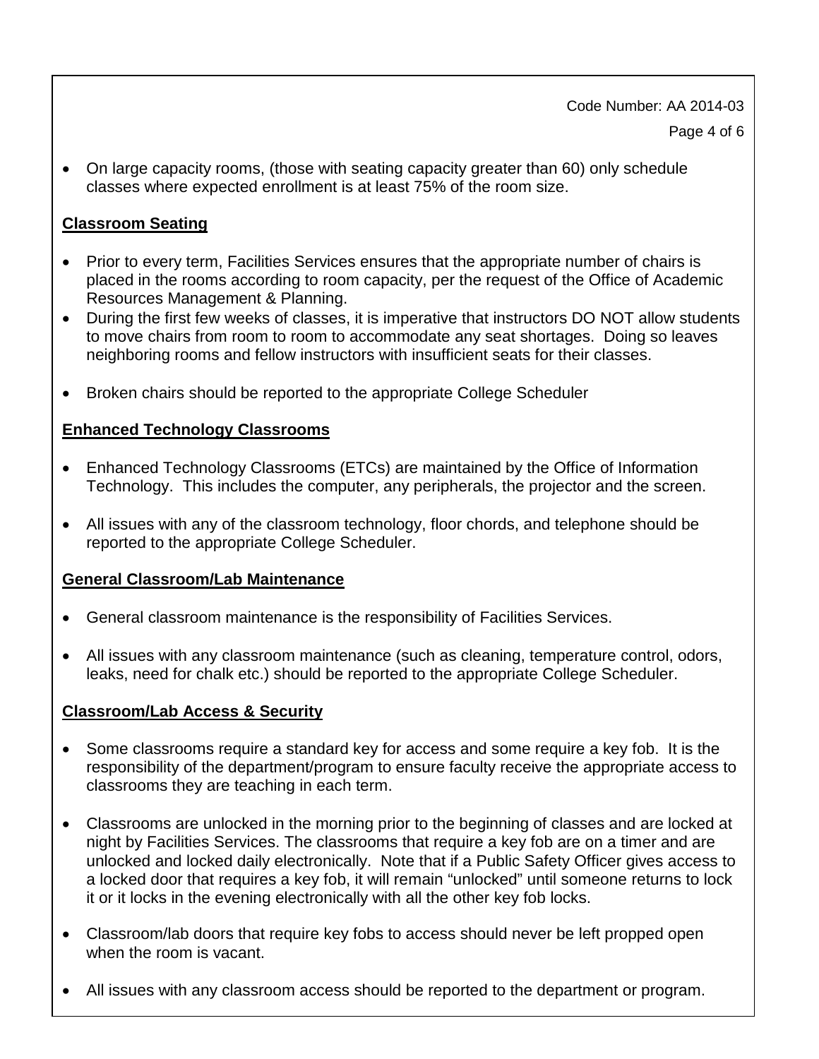- On large capacity rooms, (those with seating capacity greater than 60) only schedule classes where expected enrollment is at least 75% of the room size.

**Classroom Seating**

- Prior to every term, Facilities Services ensures that the appropriate number of chairs is placed in the rooms according to room capacity, per the request of the Office of Academic Resources Management & Planning.
- During the first few weeks of classes, it is imperative that instructors DO NOT allow students to move chairs from room to room to accommodate any seat shortages. Doing so leaves neighboring rooms and fellow instructors with insufficient seats for their classes.
- Broken chairs should be reported to the appropriate College Scheduler

**Enhanced Technology Classrooms**

- Enhanced Technology Classrooms (ETCs) are maintained by the Office of Information Technology. This includes the computer, any peripherals, the projector and the screen.
- All issues with any of the classroom technology, floor chords, and telephone should be reported to the appropriate College Scheduler.

**General Classroom/Lab Maintenance**

- General classroom maintenance is the responsibility of Facilities Services.
- All issues with any classroom maintenance (such as cleaning, temperature control, odors, leaks, need for chalk etc.) should be reported to the appropriate College Scheduler.

**Classroom/Lab Access & Security**

- Some classrooms require a standard key for access and some require a key fob. It is the responsibility of the department/program to ensure faculty receive the appropriate access to classrooms they are teaching in each term.
- Classrooms are unlocked in the morning prior to the beginning of classes and are locked at night by Facilities Services. The classrooms that require a key fob are on a timer and are unlocked and locked daily electronically. Note that if a Public Safety Officer gives access to a locked door that requires a key fob, it will remain "unlocked" until someone returns to lock it or it locks in the evening electronically with all the other key fob locks.
- Classroom/lab doors that require key fobs to access should never be left propped open when the room is vacant.
- All issues with any classroom access should be reported to the department or program.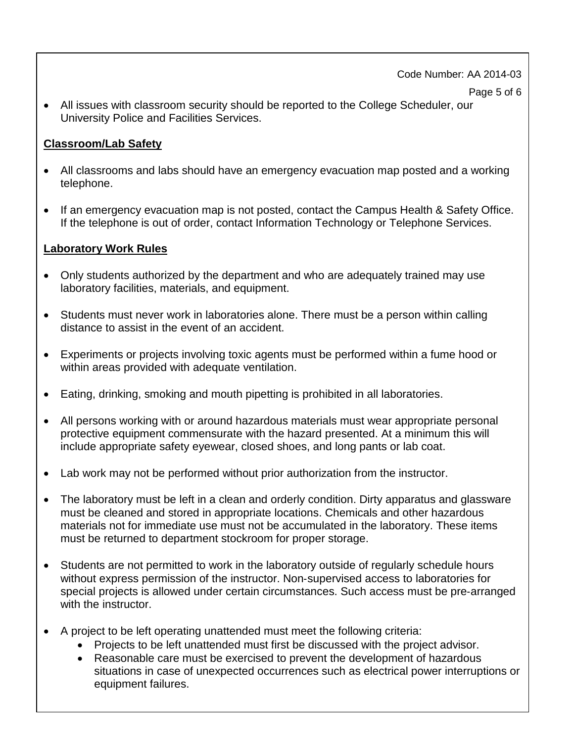- All issues with classroom security should be reported to the College Scheduler, our University Police and Facilities Services.

**Classroom/Lab Safety**

- All classrooms and labs should have an emergency evacuation map posted and a working telephone.
- If an emergency evacuation map is not posted, contact the Campus Health & Safety Office. If the telephone is out of order, contact Information Technology or Telephone Services.

**Laboratory Work Rules**

- Only students authorized by the department and who are adequately trained may use laboratory facilities, materials, and equipment.
- Students must never work in laboratories alone. There must be a person within calling distance to assist in the event of an accident.
- Experiments or projects involving toxic agents must be performed within a fume hood or within areas provided with adequate ventilation.
- Eating, drinking, smoking and mouth pipetting is prohibited in all laboratories.
- All persons working with or around hazardous materials must wear appropriate personal protective equipment commensurate with the hazard presented. At a minimum this will include appropriate safety eyewear, closed shoes, and long pants or lab coat.
- Lab work may not be performed without prior authorization from the instructor.
- The laboratory must be left in a clean and orderly condition. Dirty apparatus and glassware must be cleaned and stored in appropriate locations. Chemicals and other hazardous materials not for immediate use must not be accumulated in the laboratory. These items must be returned to department stockroom for proper storage.
- Students are not permitted to work in the laboratory outside of regularly schedule hours without express permission of the instructor. Non-supervised access to laboratories for special projects is allowed under certain circumstances. Such access must be pre-arranged with the instructor.
- A project to be left operating unattended must meet the following criteria:
  - Projects to be left unattended must first be discussed with the project advisor.
  - Reasonable care must be exercised to prevent the development of hazardous situations in case of unexpected occurrences such as electrical power interruptions or equipment failures.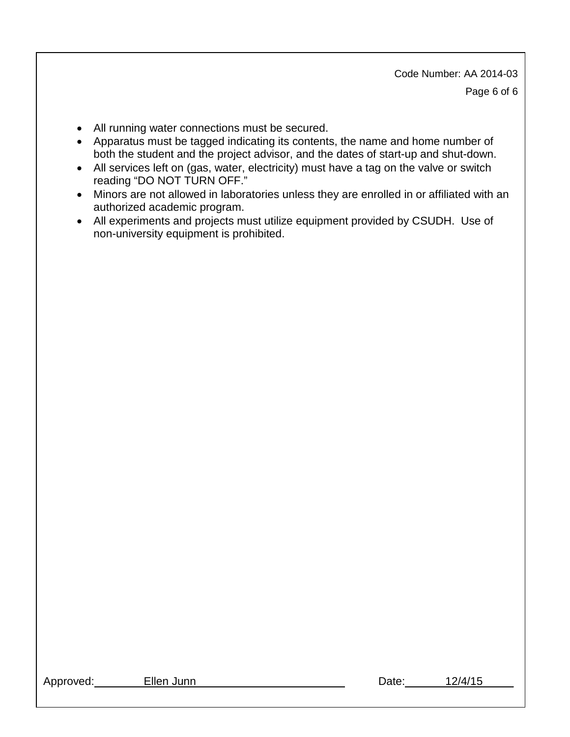- All running water connections must be secured.
- Apparatus must be tagged indicating its contents, the name and home number of both the student and the project advisor, and the dates of start-up and shut-down.
- All services left on (gas, water, electricity) must have a tag on the valve or switch reading "DO NOT TURN OFF."
- Minors are not allowed in laboratories unless they are enrolled in or affiliated with an authorized academic program.
- All experiments and projects must utilize equipment provided by CSUDH. Use of non-university equipment is prohibited.

Approved: Ellen Junn    Date: 12/4/15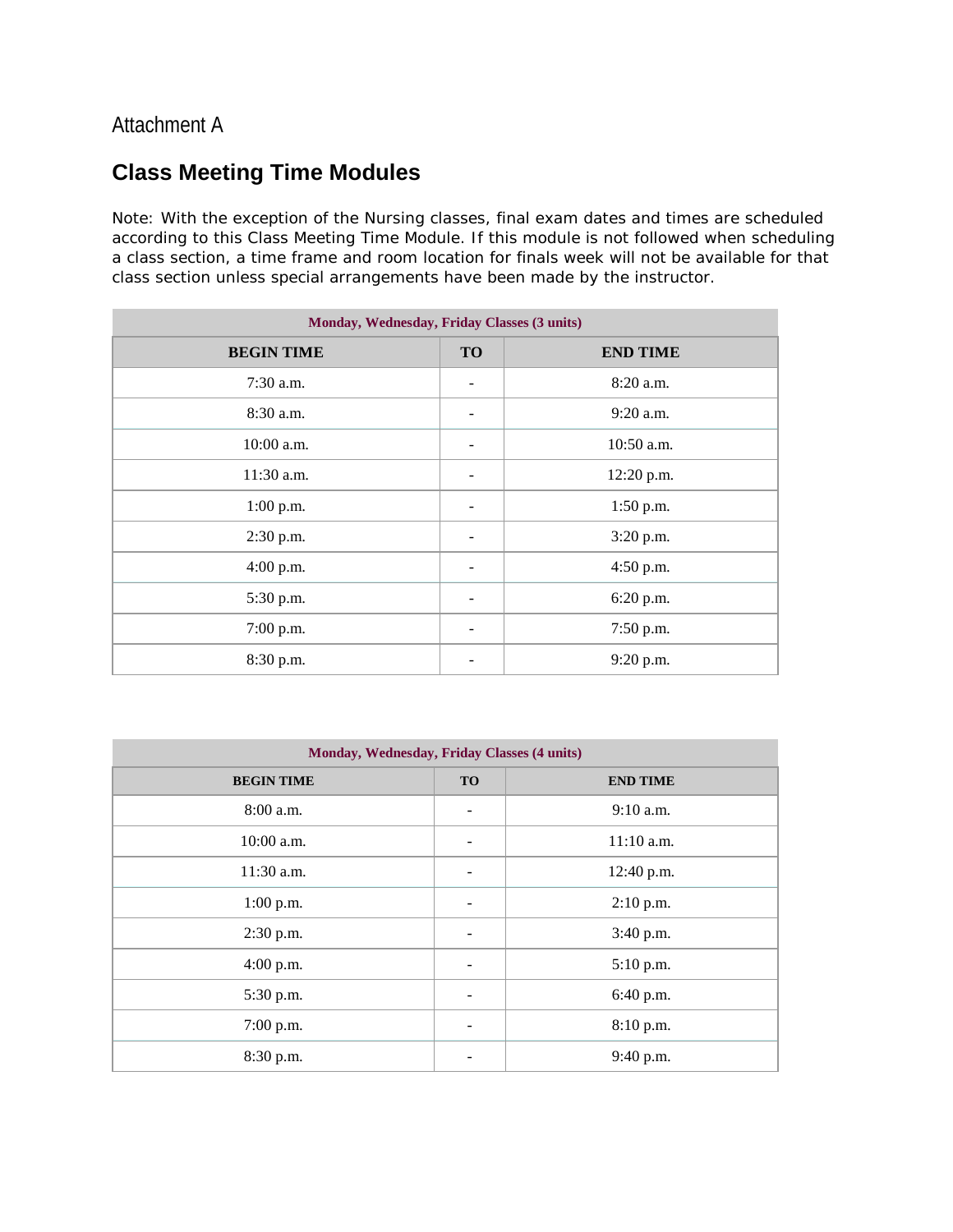Attachment A

## Class Meeting Time Modules

Note: With the exception of the Nursing classes, final exam dates and times are scheduled according to this Class Meeting Time Module. If this module is not followed when scheduling a class section, a time frame and room location for finals week will not be available for that class section unless special arrangements have been made by the instructor.

| Monday, Wednesday, Friday Classes (3 units) | | |
|---|---|---|
| **BEGIN TIME** | **TO** | **END TIME** |
| 7:30 a.m. | - | 8:20 a.m. |
| 8:30 a.m. | - | 9:20 a.m. |
| 10:00 a.m. | - | 10:50 a.m. |
| 11:30 a.m. | - | 12:20 p.m. |
| 1:00 p.m. | - | 1:50 p.m. |
| 2:30 p.m. | - | 3:20 p.m. |
| 4:00 p.m. | - | 4:50 p.m. |
| 5:30 p.m. | - | 6:20 p.m. |
| 7:00 p.m. | - | 7:50 p.m. |
| 8:30 p.m. | - | 9:20 p.m. |

| Monday, Wednesday, Friday Classes (4 units) | | |
|---|---|---|
| **BEGIN TIME** | **TO** | **END TIME** |
| 8:00 a.m. | - | 9:10 a.m. |
| 10:00 a.m. | - | 11:10 a.m. |
| 11:30 a.m. | - | 12:40 p.m. |
| 1:00 p.m. | - | 2:10 p.m. |
| 2:30 p.m. | - | 3:40 p.m. |
| 4:00 p.m. | - | 5:10 p.m. |
| 5:30 p.m. | - | 6:40 p.m. |
| 7:00 p.m. | - | 8:10 p.m. |
| 8:30 p.m. | - | 9:40 p.m. |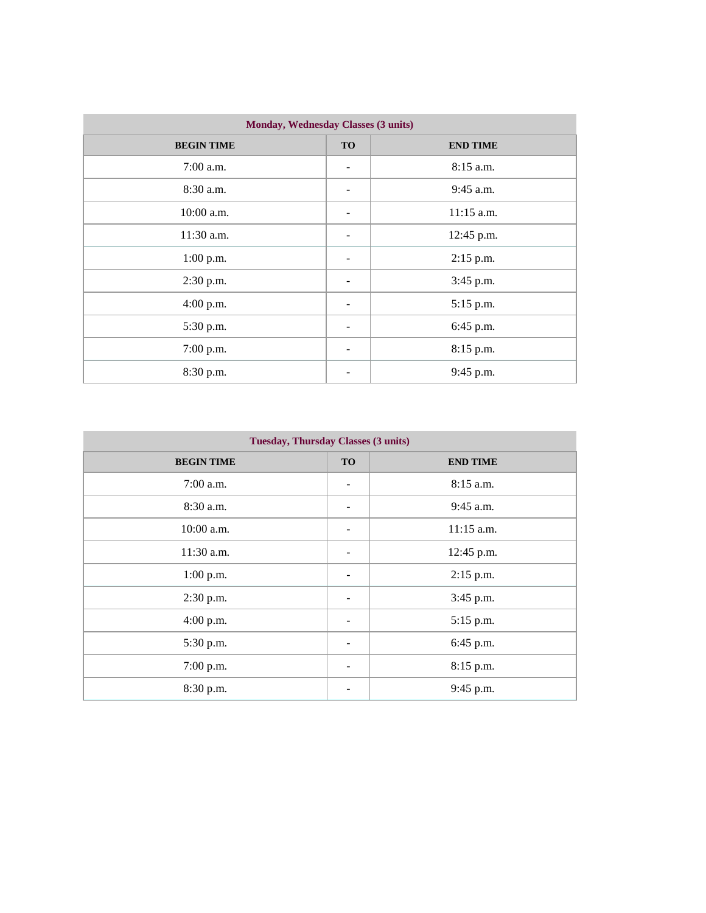| Monday, Wednesday Classes (3 units) | | |
|---|---|---|
| **BEGIN TIME** | **TO** | **END TIME** |
| 7:00 a.m. | - | 8:15 a.m. |
| 8:30 a.m. | - | 9:45 a.m. |
| 10:00 a.m. | - | 11:15 a.m. |
| 11:30 a.m. | - | 12:45 p.m. |
| 1:00 p.m. | - | 2:15 p.m. |
| 2:30 p.m. | - | 3:45 p.m. |
| 4:00 p.m. | - | 5:15 p.m. |
| 5:30 p.m. | - | 6:45 p.m. |
| 7:00 p.m. | - | 8:15 p.m. |
| 8:30 p.m. | - | 9:45 p.m. |

| Tuesday, Thursday Classes (3 units) | | |
|---|---|---|
| **BEGIN TIME** | **TO** | **END TIME** |
| 7:00 a.m. | - | 8:15 a.m. |
| 8:30 a.m. | - | 9:45 a.m. |
| 10:00 a.m. | - | 11:15 a.m. |
| 11:30 a.m. | - | 12:45 p.m. |
| 1:00 p.m. | - | 2:15 p.m. |
| 2:30 p.m. | - | 3:45 p.m. |
| 4:00 p.m. | - | 5:15 p.m. |
| 5:30 p.m. | - | 6:45 p.m. |
| 7:00 p.m. | - | 8:15 p.m. |
| 8:30 p.m. | - | 9:45 p.m. |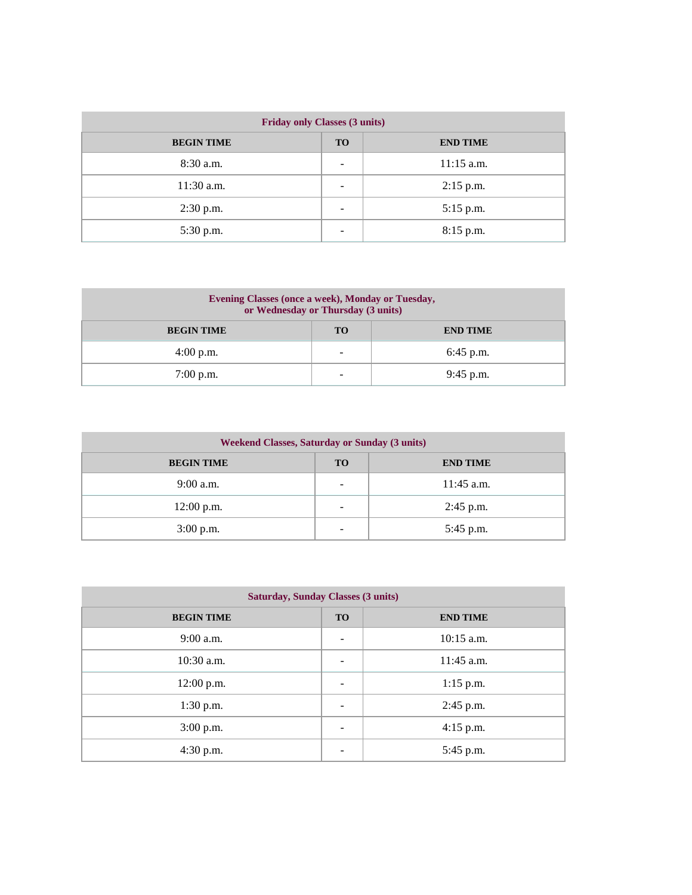| Friday only Classes (3 units) | | |
| --- | --- | --- |
| **BEGIN TIME** | **TO** | **END TIME** |
| 8:30 a.m. | - | 11:15 a.m. |
| 11:30 a.m. | - | 2:15 p.m. |
| 2:30 p.m. | - | 5:15 p.m. |
| 5:30 p.m. | - | 8:15 p.m. |

| Evening Classes (once a week), Monday or Tuesday, or Wednesday or Thursday (3 units) | | |
| --- | --- | --- |
| **BEGIN TIME** | **TO** | **END TIME** |
| 4:00 p.m. | - | 6:45 p.m. |
| 7:00 p.m. | - | 9:45 p.m. |

| Weekend Classes, Saturday or Sunday (3 units) | | |
| --- | --- | --- |
| **BEGIN TIME** | **TO** | **END TIME** |
| 9:00 a.m. | - | 11:45 a.m. |
| 12:00 p.m. | - | 2:45 p.m. |
| 3:00 p.m. | - | 5:45 p.m. |

| Saturday, Sunday Classes (3 units) | | |
| --- | --- | --- |
| **BEGIN TIME** | **TO** | **END TIME** |
| 9:00 a.m. | - | 10:15 a.m. |
| 10:30 a.m. | - | 11:45 a.m. |
| 12:00 p.m. | - | 1:15 p.m. |
| 1:30 p.m. | - | 2:45 p.m. |
| 3:00 p.m. | - | 4:15 p.m. |
| 4:30 p.m. | - | 5:45 p.m. |